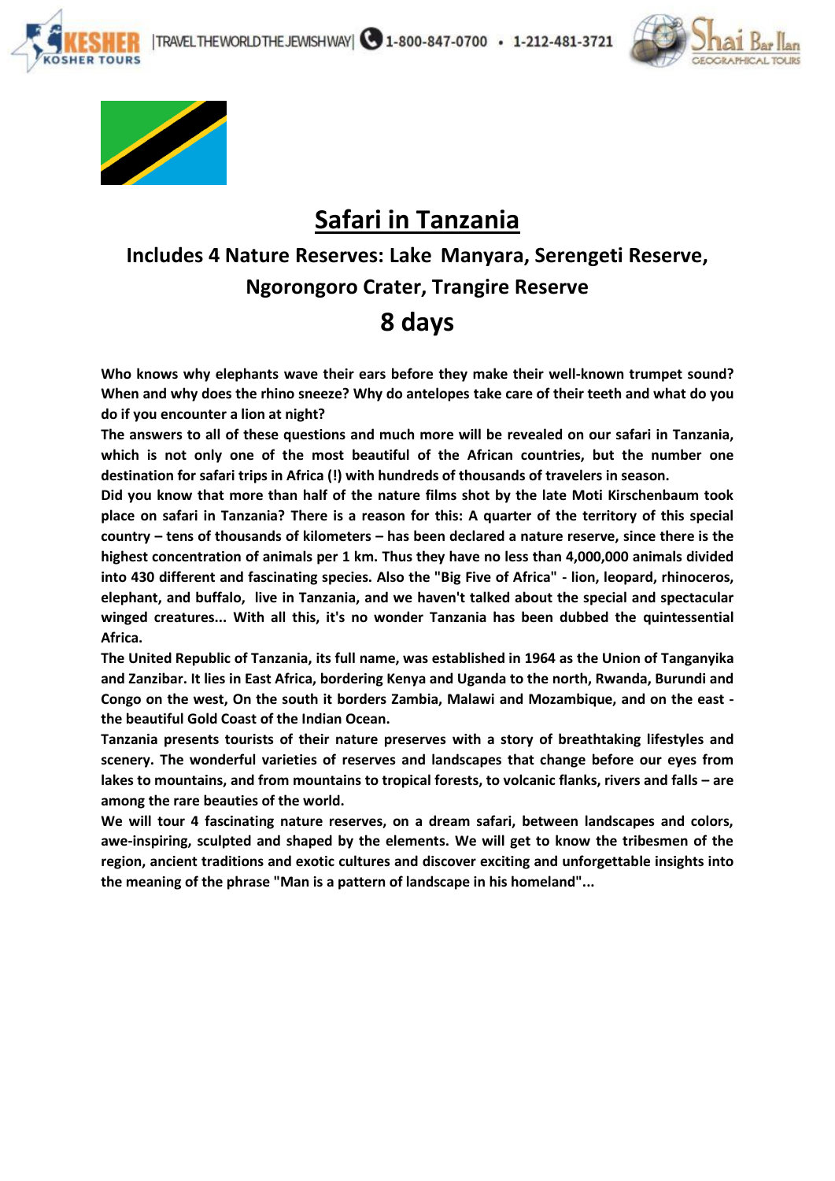# Safari in Tanzania

## Includes 4 Nature Reserves: Lake Manyara, Serengeti Reserve, Ngorongoro Crater, Trangire Reserve

## 8 days

**Who knows why elephants wave their ears before they make their well-known trumpet sound? When and why does the rhino sneeze? Why do antelopes take care of their teeth and what do you do if you encounter a lion at night?**

**The answers to all of these questions and much more will be revealed on our safari in Tanzania, which is not only one of the most beautiful of the African countries, but the number one destination for safari trips in Africa (!) with hundreds of thousands of travelers in season.**

**Did you know that more than half of the nature films shot by the late Moti Kirschenbaum took place on safari in Tanzania? There is a reason for this: A quarter of the territory of this special country – tens of thousands of kilometers – has been declared a nature reserve, since there is the highest concentration of animals per 1 km. Thus they have no less than 4,000,000 animals divided into 430 different and fascinating species. Also the "Big Five of Africa" - lion, leopard, rhinoceros, elephant, and buffalo, live in Tanzania, and we haven't talked about the special and spectacular winged creatures... With all this, it's no wonder Tanzania has been dubbed the quintessential Africa.**

**The United Republic of Tanzania, its full name, was established in 1964 as the Union of Tanganyika and Zanzibar. It lies in East Africa, bordering Kenya and Uganda to the north, Rwanda, Burundi and Congo on the west, On the south it borders Zambia, Malawi and Mozambique, and on the east - the beautiful Gold Coast of the Indian Ocean.**

**Tanzania presents tourists of their nature preserves with a story of breathtaking lifestyles and scenery. The wonderful varieties of reserves and landscapes that change before our eyes from lakes to mountains, and from mountains to tropical forests, to volcanic flanks, rivers and falls – are among the rare beauties of the world.**

**We will tour 4 fascinating nature reserves, on a dream safari, between landscapes and colors, awe-inspiring, sculpted and shaped by the elements. We will get to know the tribesmen of the region, ancient traditions and exotic cultures and discover exciting and unforgettable insights into the meaning of the phrase "Man is a pattern of landscape in his homeland"...**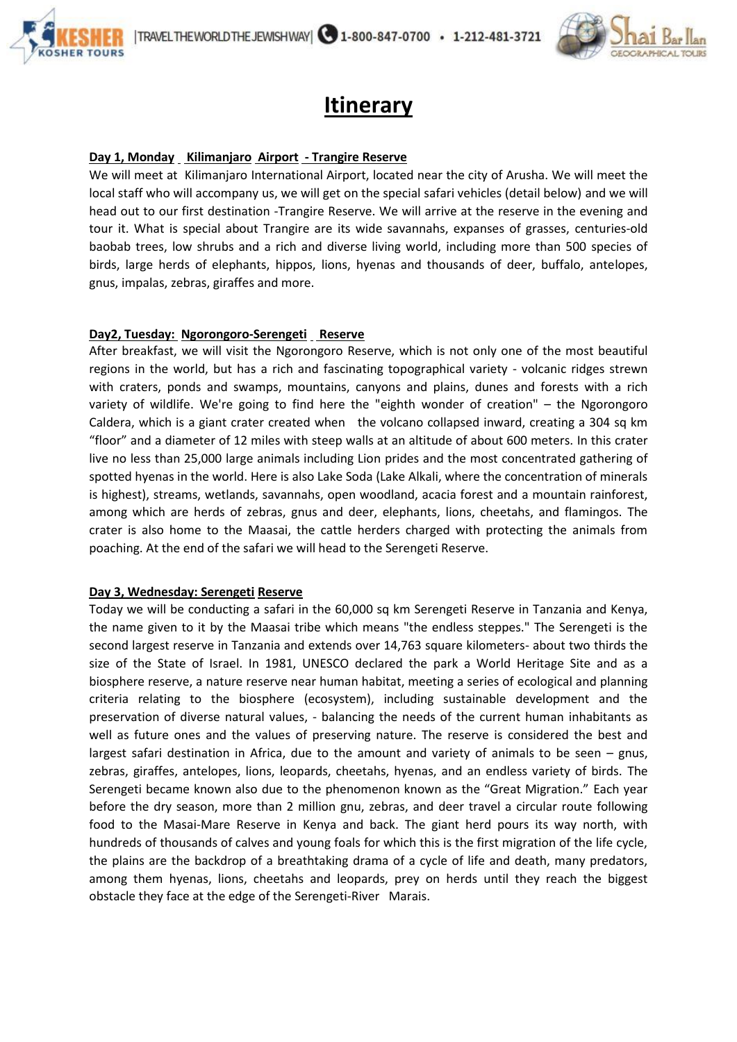# Itinerary

**Day 1, Monday Kilimanjaro Airport - Trangire Reserve**

We will meet at Kilimanjaro International Airport, located near the city of Arusha. We will meet the local staff who will accompany us, we will get on the special safari vehicles (detail below) and we will head out to our first destination -Trangire Reserve. We will arrive at the reserve in the evening and tour it. What is special about Trangire are its wide savannahs, expanses of grasses, centuries-old baobab trees, low shrubs and a rich and diverse living world, including more than 500 species of birds, large herds of elephants, hippos, lions, hyenas and thousands of deer, buffalo, antelopes, gnus, impalas, zebras, giraffes and more.

**Day2, Tuesday: Ngorongoro-Serengeti Reserve**

After breakfast, we will visit the Ngorongoro Reserve, which is not only one of the most beautiful regions in the world, but has a rich and fascinating topographical variety - volcanic ridges strewn with craters, ponds and swamps, mountains, canyons and plains, dunes and forests with a rich variety of wildlife. We're going to find here the "eighth wonder of creation" – the Ngorongoro Caldera, which is a giant crater created when the volcano collapsed inward, creating a 304 sq km "floor" and a diameter of 12 miles with steep walls at an altitude of about 600 meters. In this crater live no less than 25,000 large animals including Lion prides and the most concentrated gathering of spotted hyenas in the world. Here is also Lake Soda (Lake Alkali, where the concentration of minerals is highest), streams, wetlands, savannahs, open woodland, acacia forest and a mountain rainforest, among which are herds of zebras, gnus and deer, elephants, lions, cheetahs, and flamingos. The crater is also home to the Maasai, the cattle herders charged with protecting the animals from poaching. At the end of the safari we will head to the Serengeti Reserve.

**Day 3, Wednesday: Serengeti Reserve**

Today we will be conducting a safari in the 60,000 sq km Serengeti Reserve in Tanzania and Kenya, the name given to it by the Maasai tribe which means "the endless steppes." The Serengeti is the second largest reserve in Tanzania and extends over 14,763 square kilometers- about two thirds the size of the State of Israel. In 1981, UNESCO declared the park a World Heritage Site and as a biosphere reserve, a nature reserve near human habitat, meeting a series of ecological and planning criteria relating to the biosphere (ecosystem), including sustainable development and the preservation of diverse natural values, - balancing the needs of the current human inhabitants as well as future ones and the values of preserving nature. The reserve is considered the best and largest safari destination in Africa, due to the amount and variety of animals to be seen – gnus, zebras, giraffes, antelopes, lions, leopards, cheetahs, hyenas, and an endless variety of birds. The Serengeti became known also due to the phenomenon known as the "Great Migration." Each year before the dry season, more than 2 million gnu, zebras, and deer travel a circular route following food to the Masai-Mare Reserve in Kenya and back. The giant herd pours its way north, with hundreds of thousands of calves and young foals for which this is the first migration of the life cycle, the plains are the backdrop of a breathtaking drama of a cycle of life and death, many predators, among them hyenas, lions, cheetahs and leopards, prey on herds until they reach the biggest obstacle they face at the edge of the Serengeti-River Marais.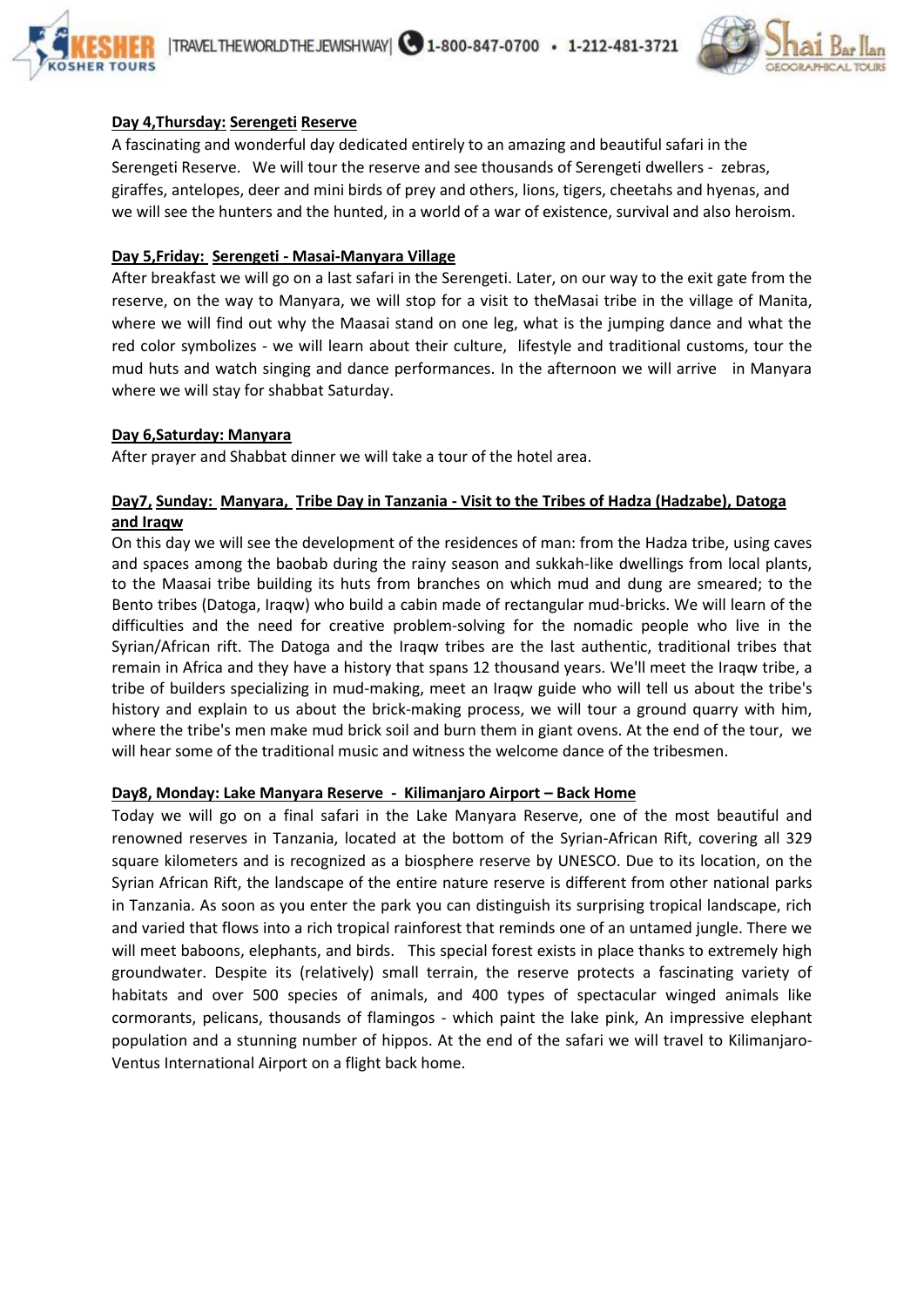**Day 4,Thursday: Serengeti Reserve**

A fascinating and wonderful day dedicated entirely to an amazing and beautiful safari in the Serengeti Reserve. We will tour the reserve and see thousands of Serengeti dwellers - zebras, giraffes, antelopes, deer and mini birds of prey and others, lions, tigers, cheetahs and hyenas, and we will see the hunters and the hunted, in a world of a war of existence, survival and also heroism.

**Day 5,Friday: Serengeti - Masai-Manyara Village**

After breakfast we will go on a last safari in the Serengeti. Later, on our way to the exit gate from the reserve, on the way to Manyara, we will stop for a visit to theMasai tribe in the village of Manita, where we will find out why the Maasai stand on one leg, what is the jumping dance and what the red color symbolizes - we will learn about their culture, lifestyle and traditional customs, tour the mud huts and watch singing and dance performances. In the afternoon we will arrive in Manyara where we will stay for shabbat Saturday.

**Day 6,Saturday: Manyara**

After prayer and Shabbat dinner we will take a tour of the hotel area.

**Day7, Sunday: Manyara, Tribe Day in Tanzania - Visit to the Tribes of Hadza (Hadzabe), Datoga and Iraqw**

On this day we will see the development of the residences of man: from the Hadza tribe, using caves and spaces among the baobab during the rainy season and sukkah-like dwellings from local plants, to the Maasai tribe building its huts from branches on which mud and dung are smeared; to the Bento tribes (Datoga, Iraqw) who build a cabin made of rectangular mud-bricks. We will learn of the difficulties and the need for creative problem-solving for the nomadic people who live in the Syrian/African rift. The Datoga and the Iraqw tribes are the last authentic, traditional tribes that remain in Africa and they have a history that spans 12 thousand years. We'll meet the Iraqw tribe, a tribe of builders specializing in mud-making, meet an Iraqw guide who will tell us about the tribe's history and explain to us about the brick-making process, we will tour a ground quarry with him, where the tribe's men make mud brick soil and burn them in giant ovens. At the end of the tour, we will hear some of the traditional music and witness the welcome dance of the tribesmen.

**Day8, Monday: Lake Manyara Reserve - Kilimanjaro Airport – Back Home**

Today we will go on a final safari in the Lake Manyara Reserve, one of the most beautiful and renowned reserves in Tanzania, located at the bottom of the Syrian-African Rift, covering all 329 square kilometers and is recognized as a biosphere reserve by UNESCO. Due to its location, on the Syrian African Rift, the landscape of the entire nature reserve is different from other national parks in Tanzania. As soon as you enter the park you can distinguish its surprising tropical landscape, rich and varied that flows into a rich tropical rainforest that reminds one of an untamed jungle. There we will meet baboons, elephants, and birds. This special forest exists in place thanks to extremely high groundwater. Despite its (relatively) small terrain, the reserve protects a fascinating variety of habitats and over 500 species of animals, and 400 types of spectacular winged animals like cormorants, pelicans, thousands of flamingos - which paint the lake pink, An impressive elephant population and a stunning number of hippos. At the end of the safari we will travel to Kilimanjaro-Ventus International Airport on a flight back home.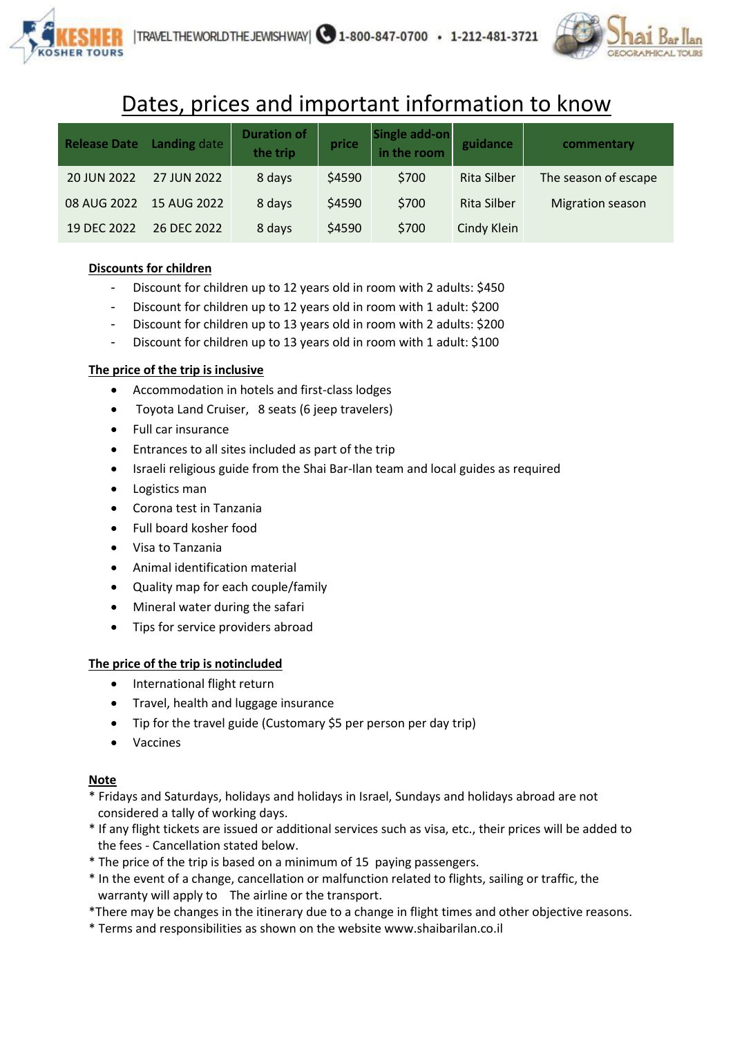# Dates, prices and important information to know

| Release Date | Landing date | Duration of the trip | price | Single add-on in the room | guidance | commentary |
|---|---|---|---|---|---|---|
| 20 JUN 2022 | 27 JUN 2022 | 8 days | $4590 | $700 | Rita Silber | The season of escape |
| 08 AUG 2022 | 15 AUG 2022 | 8 days | $4590 | $700 | Rita Silber | Migration season |
| 19 DEC 2022 | 26 DEC 2022 | 8 days | $4590 | $700 | Cindy Klein | |

**Discounts for children**

- Discount for children up to 12 years old in room with 2 adults: $450
- Discount for children up to 12 years old in room with 1 adult: $200
- Discount for children up to 13 years old in room with 2 adults: $200
- Discount for children up to 13 years old in room with 1 adult: $100

**The price of the trip is inclusive**

- Accommodation in hotels and first-class lodges
- Toyota Land Cruiser, 8 seats (6 jeep travelers)
- Full car insurance
- Entrances to all sites included as part of the trip
- Israeli religious guide from the Shai Bar-Ilan team and local guides as required
- Logistics man
- Corona test in Tanzania
- Full board kosher food
- Visa to Tanzania
- Animal identification material
- Quality map for each couple/family
- Mineral water during the safari
- Tips for service providers abroad

**The price of the trip is notincluded**

- International flight return
- Travel, health and luggage insurance
- Tip for the travel guide (Customary $5 per person per day trip)
- Vaccines

**Note**

* Fridays and Saturdays, holidays and holidays in Israel, Sundays and holidays abroad are not considered a tally of working days.
* If any flight tickets are issued or additional services such as visa, etc., their prices will be added to the fees - Cancellation stated below.
* The price of the trip is based on a minimum of 15 paying passengers.
* In the event of a change, cancellation or malfunction related to flights, sailing or traffic, the warranty will apply to The airline or the transport.
*There may be changes in the itinerary due to a change in flight times and other objective reasons.
* Terms and responsibilities as shown on the website www.shaibarilan.co.il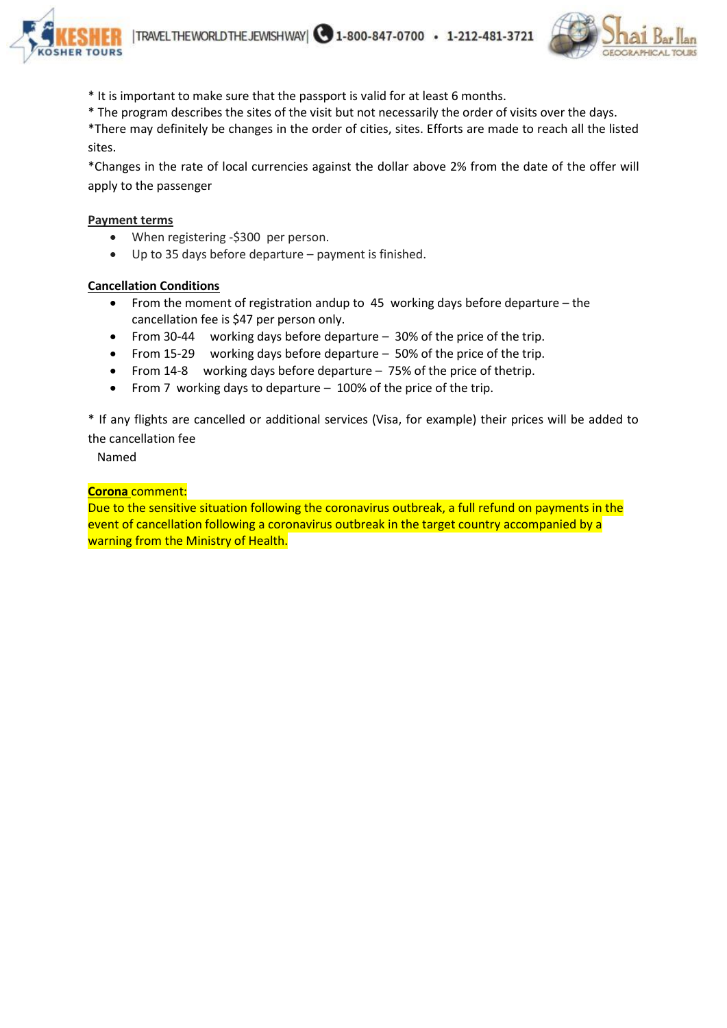* It is important to make sure that the passport is valid for at least 6 months.
* The program describes the sites of the visit but not necessarily the order of visits over the days.
*There may definitely be changes in the order of cities, sites. Efforts are made to reach all the listed sites.
*Changes in the rate of local currencies against the dollar above 2% from the date of the offer will apply to the passenger

**Payment terms**

- When registering -$300 per person.
- Up to 35 days before departure – payment is finished.

**Cancellation Conditions**

- From the moment of registration andup to 45 working days before departure – the cancellation fee is $47 per person only.
- From 30-44 working days before departure – 30% of the price of the trip.
- From 15-29 working days before departure – 50% of the price of the trip.
- From 14-8 working days before departure – 75% of the price of thetrip.
- From 7 working days to departure – 100% of the price of the trip.

* If any flights are cancelled or additional services (Visa, for example) their prices will be added to the cancellation fee

Named

**Corona** comment:
Due to the sensitive situation following the coronavirus outbreak, a full refund on payments in the event of cancellation following a coronavirus outbreak in the target country accompanied by a warning from the Ministry of Health.